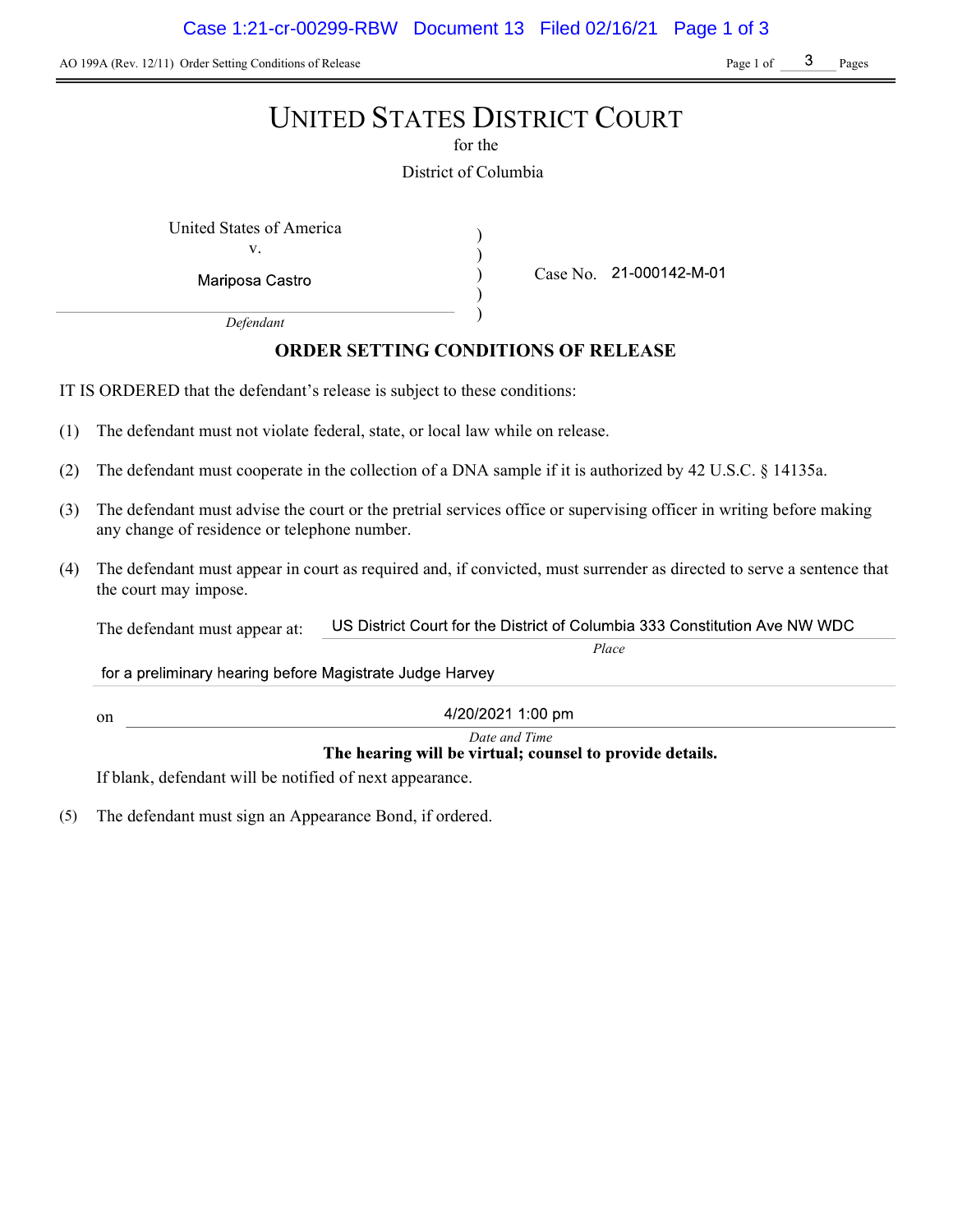# UNITED STATES DISTRICT COURT

for the

District of Columbia

United States of America
v.
Mariposa Castro
*Defendant*

Case No. 21-000142-M-01

## ORDER SETTING CONDITIONS OF RELEASE

IT IS ORDERED that the defendant's release is subject to these conditions:

(1) The defendant must not violate federal, state, or local law while on release.

(2) The defendant must cooperate in the collection of a DNA sample if it is authorized by 42 U.S.C. § 14135a.

(3) The defendant must advise the court or the pretrial services office or supervising officer in writing before making any change of residence or telephone number.

(4) The defendant must appear in court as required and, if convicted, must surrender as directed to serve a sentence that the court may impose.

The defendant must appear at: US District Court for the District of Columbia 333 Constitution Ave NW WDC
*Place*

for a preliminary hearing before Magistrate Judge Harvey

on 4/20/2021 1:00 pm
*Date and Time*

**The hearing will be virtual; counsel to provide details.**

If blank, defendant will be notified of next appearance.

(5) The defendant must sign an Appearance Bond, if ordered.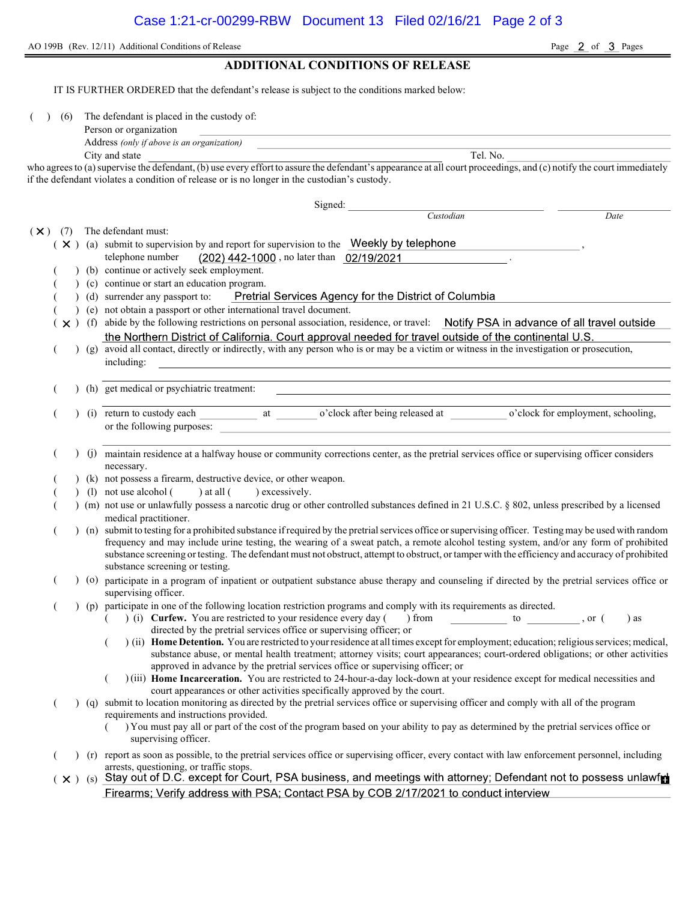AO 199B (Rev. 12/11) Additional Conditions of Release

# ADDITIONAL CONDITIONS OF RELEASE

IT IS FURTHER ORDERED that the defendant's release is subject to the conditions marked below:

( ) (6) The defendant is placed in the custody of:

Person or organization ______________________

Address *(only if above is an organization)* ______________________

City and state ______________________ Tel. No. ______________________

who agrees to (a) supervise the defendant, (b) use every effort to assure the defendant's appearance at all court proceedings, and (c) notify the court immediately if the defendant violates a condition of release or is no longer in the custodian's custody.

Signed: ______________________ ______________________
*Custodian* *Date*

( X ) (7) The defendant must:

- ( X ) (a) submit to supervision by and report for supervision to the Weekly by telephone, telephone number (202) 442-1000, no later than 02/19/2021.
- ( ) (b) continue or actively seek employment.
- ( ) (c) continue or start an education program.
- ( ) (d) surrender any passport to: Pretrial Services Agency for the District of Columbia
- ( ) (e) not obtain a passport or other international travel document.
- ( X ) (f) abide by the following restrictions on personal association, residence, or travel: Notify PSA in advance of all travel outside the Northern District of California. Court approval needed for travel outside of the continental U.S.
- ( ) (g) avoid all contact, directly or indirectly, with any person who is or may be a victim or witness in the investigation or prosecution, including: ______________________
- ( ) (h) get medical or psychiatric treatment: ______________________
- ( ) (i) return to custody each ________ at ________ o'clock after being released at ________ o'clock for employment, schooling, or the following purposes: ______________________
- ( ) (j) maintain residence at a halfway house or community corrections center, as the pretrial services office or supervising officer considers necessary.
- ( ) (k) not possess a firearm, destructive device, or other weapon.
- ( ) (l) not use alcohol ( ) at all ( ) excessively.
- ( ) (m) not use or unlawfully possess a narcotic drug or other controlled substances defined in 21 U.S.C. § 802, unless prescribed by a licensed medical practitioner.
- ( ) (n) submit to testing for a prohibited substance if required by the pretrial services office or supervising officer. Testing may be used with random frequency and may include urine testing, the wearing of a sweat patch, a remote alcohol testing system, and/or any form of prohibited substance screening or testing. The defendant must not obstruct, attempt to obstruct, or tamper with the efficiency and accuracy of prohibited substance screening or testing.
- ( ) (o) participate in a program of inpatient or outpatient substance abuse therapy and counseling if directed by the pretrial services office or supervising officer.
- ( ) (p) participate in one of the following location restriction programs and comply with its requirements as directed.
  - ( ) (i) **Curfew.** You are restricted to your residence every day ( ) from ________ to ________, or ( ) as directed by the pretrial services office or supervising officer; or
  - ( ) (ii) **Home Detention.** You are restricted to your residence at all times except for employment; education; religious services; medical, substance abuse, or mental health treatment; attorney visits; court appearances; court-ordered obligations; or other activities approved in advance by the pretrial services office or supervising officer; or
  - ( ) (iii) **Home Incarceration.** You are restricted to 24-hour-a-day lock-down at your residence except for medical necessities and court appearances or other activities specifically approved by the court.
- ( ) (q) submit to location monitoring as directed by the pretrial services office or supervising officer and comply with all of the program requirements and instructions provided.
  - ( ) You must pay all or part of the cost of the program based on your ability to pay as determined by the pretrial services office or supervising officer.
- ( ) (r) report as soon as possible, to the pretrial services office or supervising officer, every contact with law enforcement personnel, including arrests, questioning, or traffic stops.
- ( X ) (s) Stay out of D.C. except for Court, PSA business, and meetings with attorney; Defendant not to possess unlawful Firearms; Verify address with PSA; Contact PSA by COB 2/17/2021 to conduct interview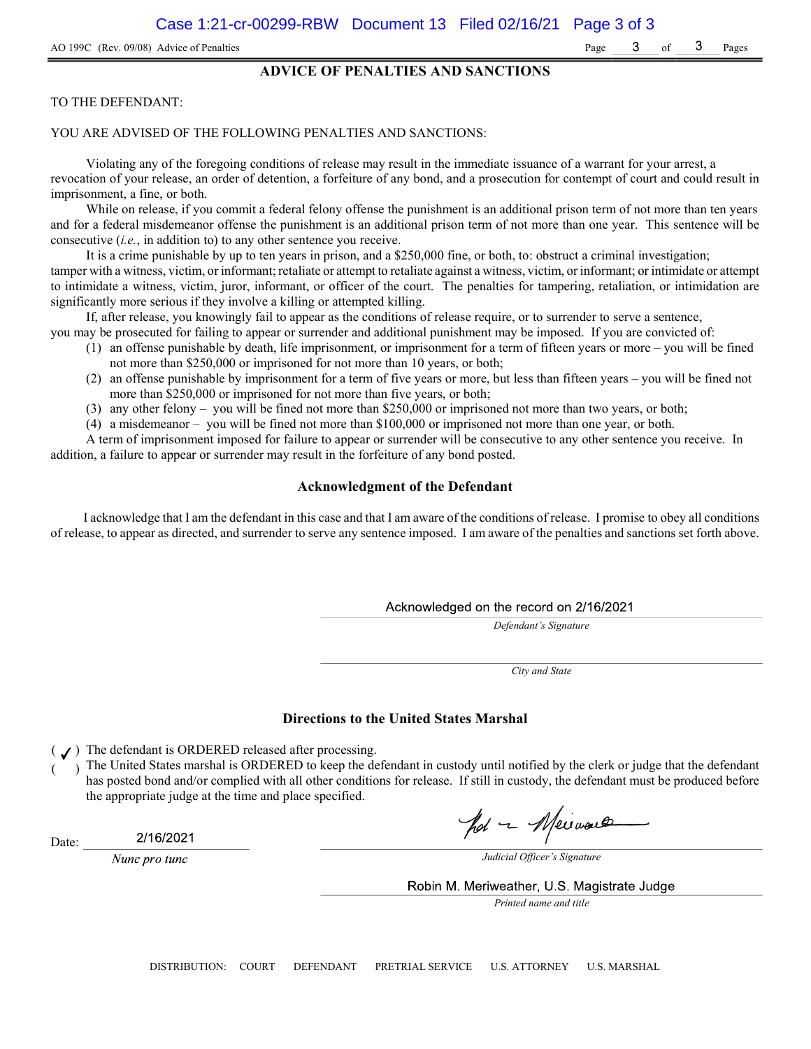AO 199C (Rev. 09/08) Advice of Penalties

## ADVICE OF PENALTIES AND SANCTIONS

TO THE DEFENDANT:

YOU ARE ADVISED OF THE FOLLOWING PENALTIES AND SANCTIONS:

Violating any of the foregoing conditions of release may result in the immediate issuance of a warrant for your arrest, a revocation of your release, an order of detention, a forfeiture of any bond, and a prosecution for contempt of court and could result in imprisonment, a fine, or both.

While on release, if you commit a federal felony offense the punishment is an additional prison term of not more than ten years and for a federal misdemeanor offense the punishment is an additional prison term of not more than one year. This sentence will be consecutive (*i.e.*, in addition to) to any other sentence you receive.

It is a crime punishable by up to ten years in prison, and a $250,000 fine, or both, to: obstruct a criminal investigation; tamper with a witness, victim, or informant; retaliate or attempt to retaliate against a witness, victim, or informant; or intimidate or attempt to intimidate a witness, victim, juror, informant, or officer of the court. The penalties for tampering, retaliation, or intimidation are significantly more serious if they involve a killing or attempted killing.

If, after release, you knowingly fail to appear as the conditions of release require, or to surrender to serve a sentence, you may be prosecuted for failing to appear or surrender and additional punishment may be imposed. If you are convicted of:

(1) an offense punishable by death, life imprisonment, or imprisonment for a term of fifteen years or more – you will be fined not more than $250,000 or imprisoned for not more than 10 years, or both;
(2) an offense punishable by imprisonment for a term of five years or more, but less than fifteen years – you will be fined not more than $250,000 or imprisoned for not more than five years, or both;
(3) any other felony – you will be fined not more than $250,000 or imprisoned not more than two years, or both;
(4) a misdemeanor – you will be fined not more than $100,000 or imprisoned not more than one year, or both.

A term of imprisonment imposed for failure to appear or surrender will be consecutive to any other sentence you receive. In addition, a failure to appear or surrender may result in the forfeiture of any bond posted.

### Acknowledgment of the Defendant

I acknowledge that I am the defendant in this case and that I am aware of the conditions of release. I promise to obey all conditions of release, to appear as directed, and surrender to serve any sentence imposed. I am aware of the penalties and sanctions set forth above.

Acknowledged on the record on 2/16/2021

*Defendant's Signature*

*City and State*

### Directions to the United States Marshal

( ✓ ) The defendant is ORDERED released after processing.

(   ) The United States marshal is ORDERED to keep the defendant in custody until notified by the clerk or judge that the defendant has posted bond and/or complied with all other conditions for release. If still in custody, the defendant must be produced before the appropriate judge at the time and place specified.

Date: 2/16/2021

*Nunc pro tunc*

*Judicial Officer's Signature*

Robin M. Meriweather, U.S. Magistrate Judge

*Printed name and title*

DISTRIBUTION: COURT DEFENDANT PRETRIAL SERVICE U.S. ATTORNEY U.S. MARSHAL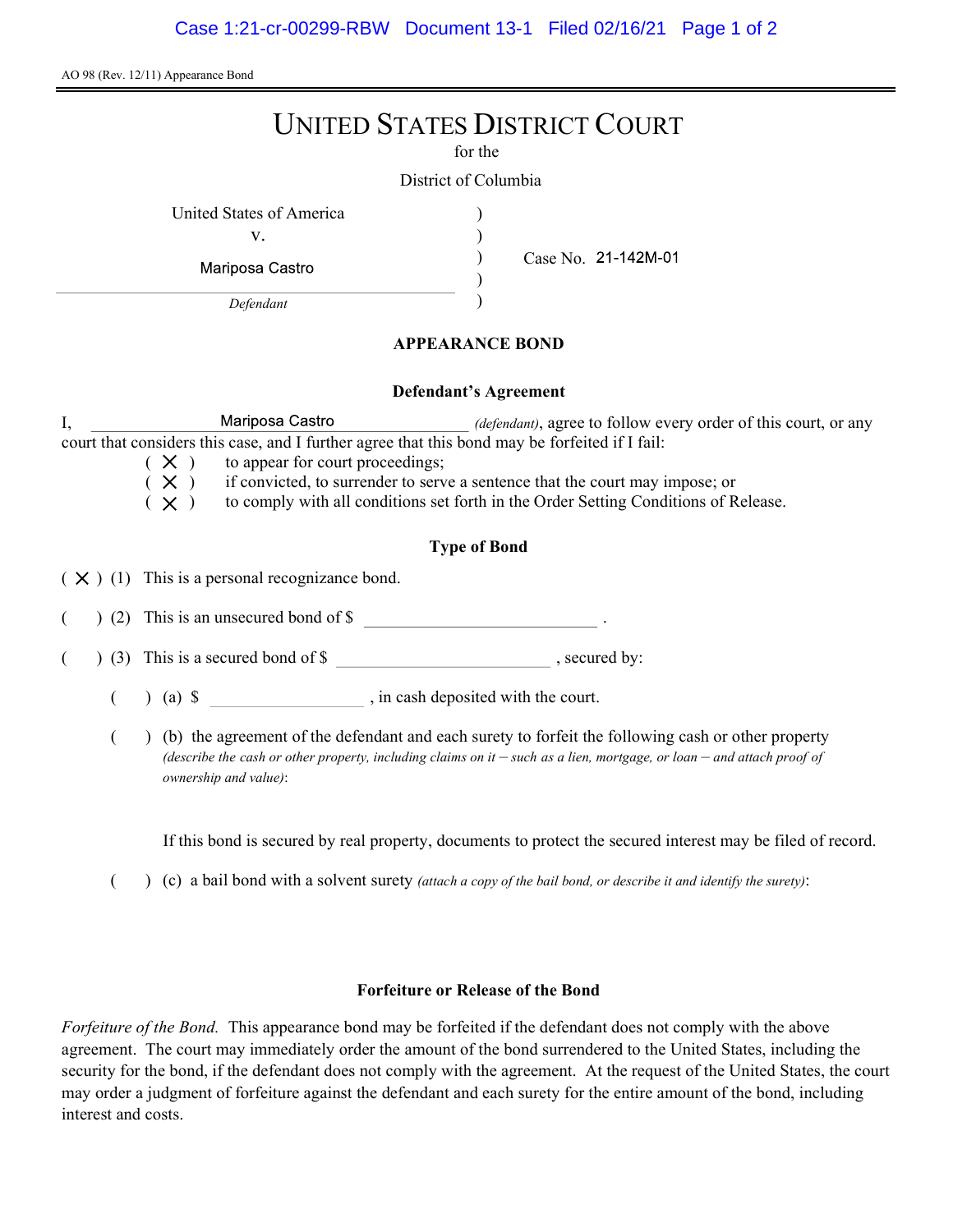AO 98 (Rev. 12/11) Appearance Bond

# UNITED STATES DISTRICT COURT

for the

District of Columbia

United States of America
v.
Mariposa Castro
*Defendant*

Case No. 21-142M-01

## APPEARANCE BOND

### Defendant's Agreement

I, Mariposa Castro *(defendant)*, agree to follow every order of this court, or any court that considers this case, and I further agree that this bond may be forfeited if I fail:

( X ) to appear for court proceedings;
( X ) if convicted, to surrender to serve a sentence that the court may impose; or
( X ) to comply with all conditions set forth in the Order Setting Conditions of Release.

### Type of Bond

( X ) (1) This is a personal recognizance bond.

( ) (2) This is an unsecured bond of $ \_\_\_\_\_\_\_\_\_\_ .

( ) (3) This is a secured bond of $ \_\_\_\_\_\_\_\_\_\_ , secured by:

( ) (a) $ \_\_\_\_\_\_\_\_\_\_ , in cash deposited with the court.

( ) (b) the agreement of the defendant and each surety to forfeit the following cash or other property *(describe the cash or other property, including claims on it – such as a lien, mortgage, or loan – and attach proof of ownership and value)*:

If this bond is secured by real property, documents to protect the secured interest may be filed of record.

( ) (c) a bail bond with a solvent surety *(attach a copy of the bail bond, or describe it and identify the surety)*:

### Forfeiture or Release of the Bond

*Forfeiture of the Bond.* This appearance bond may be forfeited if the defendant does not comply with the above agreement. The court may immediately order the amount of the bond surrendered to the United States, including the security for the bond, if the defendant does not comply with the agreement. At the request of the United States, the court may order a judgment of forfeiture against the defendant and each surety for the entire amount of the bond, including interest and costs.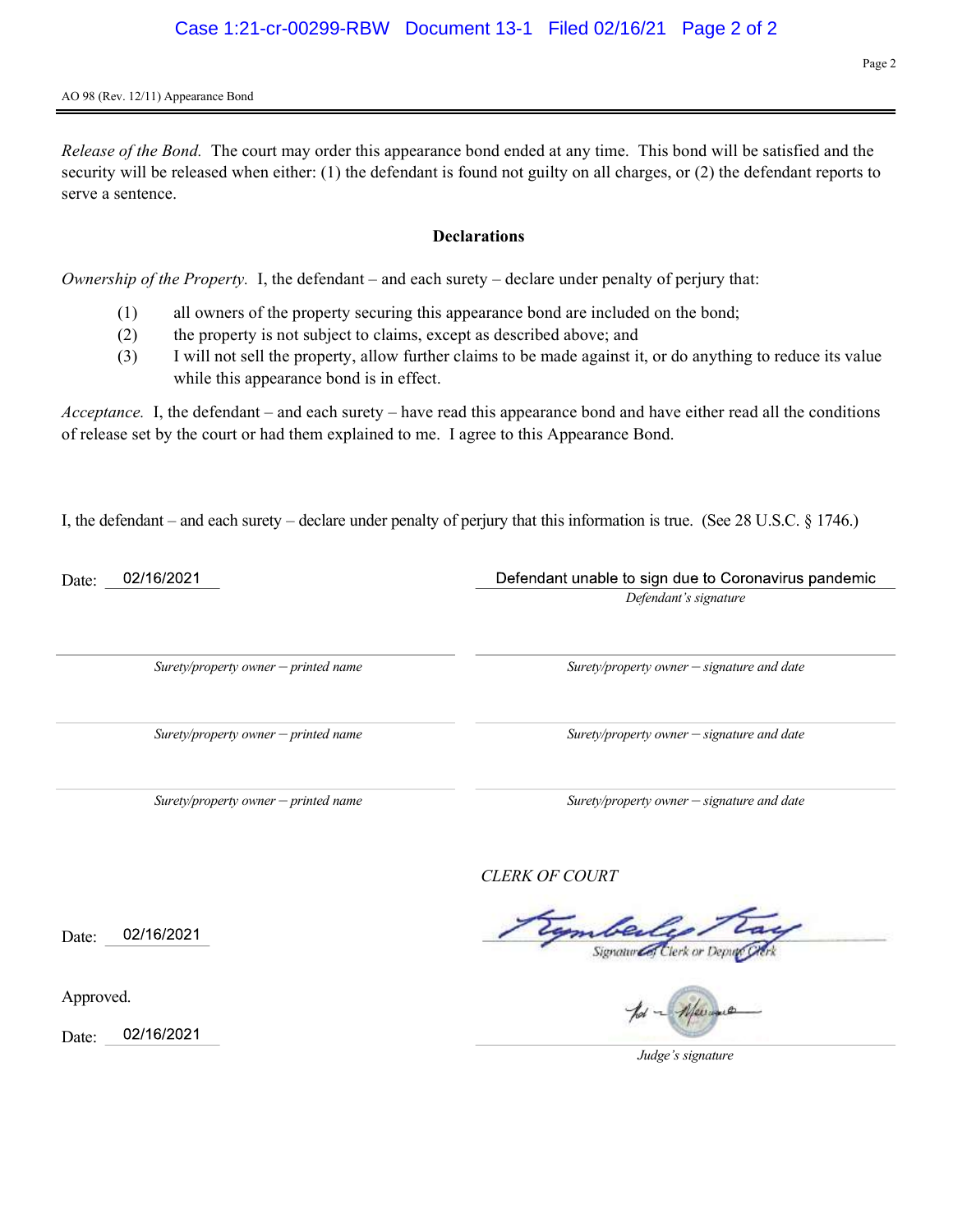AO 98 (Rev. 12/11) Appearance Bond

*Release of the Bond.* The court may order this appearance bond ended at any time. This bond will be satisfied and the security will be released when either: (1) the defendant is found not guilty on all charges, or (2) the defendant reports to serve a sentence.

**Declarations**

*Ownership of the Property.* I, the defendant – and each surety – declare under penalty of perjury that:

(1) all owners of the property securing this appearance bond are included on the bond;
(2) the property is not subject to claims, except as described above; and
(3) I will not sell the property, allow further claims to be made against it, or do anything to reduce its value while this appearance bond is in effect.

*Acceptance.* I, the defendant – and each surety – have read this appearance bond and have either read all the conditions of release set by the court or had them explained to me. I agree to this Appearance Bond.

I, the defendant – and each surety – declare under penalty of perjury that this information is true. (See 28 U.S.C. § 1746.)

Date: 02/16/2021

Defendant unable to sign due to Coronavirus pandemic
*Defendant's signature*

*Surety/property owner – printed name* | *Surety/property owner – signature and date*

*Surety/property owner – printed name* | *Surety/property owner – signature and date*

*Surety/property owner – printed name* | *Surety/property owner – signature and date*

*CLERK OF COURT*

Date: 02/16/2021

Kymberly Kay
*Signature of Clerk or Deputy Clerk*

Approved.

Date: 02/16/2021

*Judge's signature*